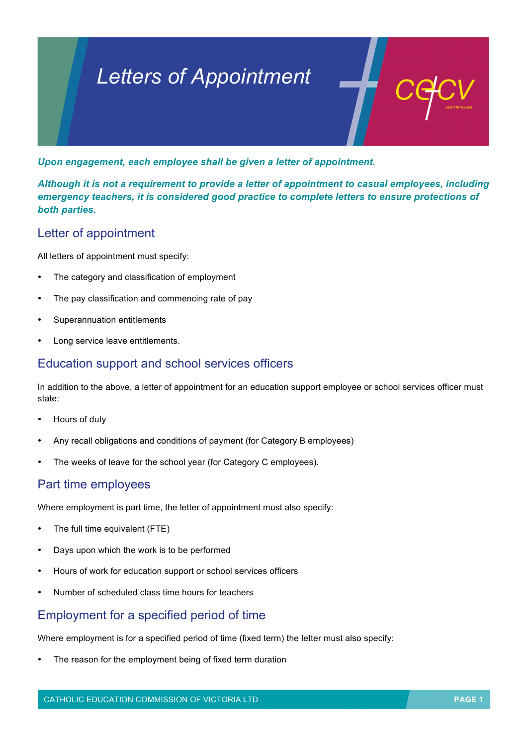# Letters of Appointment

***Upon engagement, each employee shall be given a letter of appointment.***

***Although it is not a requirement to provide a letter of appointment to casual employees, including emergency teachers, it is considered good practice to complete letters to ensure protections of both parties.***

## Letter of appointment

All letters of appointment must specify:

- The category and classification of employment
- The pay classification and commencing rate of pay
- Superannuation entitlements
- Long service leave entitlements.

## Education support and school services officers

In addition to the above, a letter of appointment for an education support employee or school services officer must state:

- Hours of duty
- Any recall obligations and conditions of payment (for Category B employees)
- The weeks of leave for the school year (for Category C employees).

## Part time employees

Where employment is part time, the letter of appointment must also specify:

- The full time equivalent (FTE)
- Days upon which the work is to be performed
- Hours of work for education support or school services officers
- Number of scheduled class time hours for teachers

## Employment for a specified period of time

Where employment is for a specified period of time (fixed term) the letter must also specify:

- The reason for the employment being of fixed term duration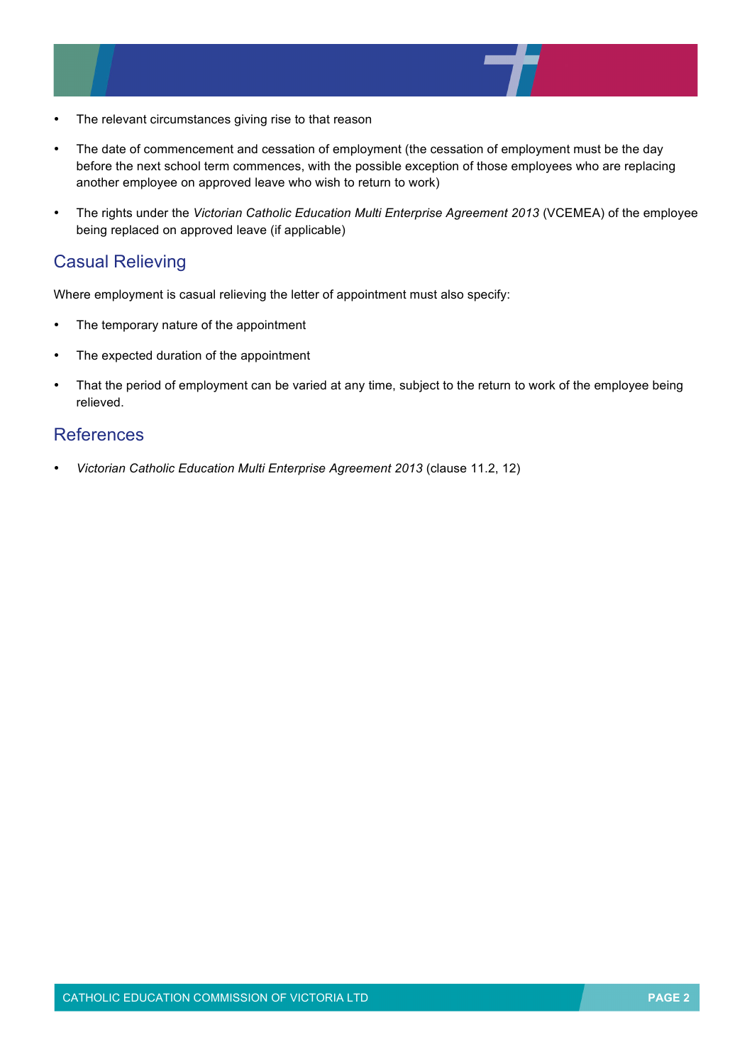- The relevant circumstances giving rise to that reason
- The date of commencement and cessation of employment (the cessation of employment must be the day before the next school term commences, with the possible exception of those employees who are replacing another employee on approved leave who wish to return to work)
- The rights under the *Victorian Catholic Education Multi Enterprise Agreement 2013* (VCEMEA) of the employee being replaced on approved leave (if applicable)

## Casual Relieving

Where employment is casual relieving the letter of appointment must also specify:

- The temporary nature of the appointment
- The expected duration of the appointment
- That the period of employment can be varied at any time, subject to the return to work of the employee being relieved.

## References

- *Victorian Catholic Education Multi Enterprise Agreement 2013* (clause 11.2, 12)